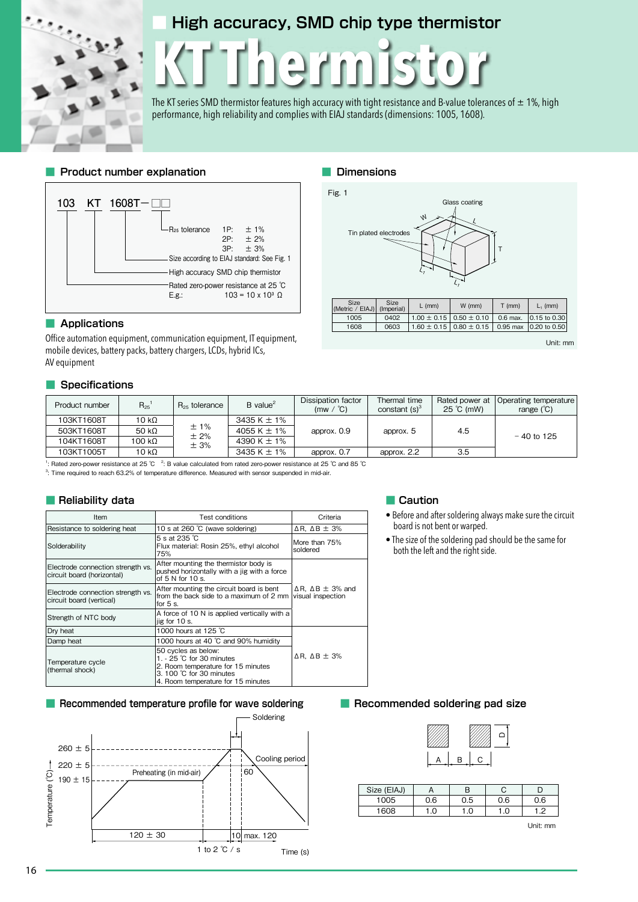# High accuracy, SMD chip type thermistor

# KT Thermistor

The KT series SMD thermistor features high accuracy with tight resistance and B-value tolerances of ± 1%, high performance, high reliability and complies with EIAJ standards (dimensions: 1005, 1608).

## Product number explanation

103 KT 1608T−□□

- $R_{25}$ tolerance: 1P: ± 1%, 2P: ± 2%, 3P: ± 3%
- Size according to EIAJ standard: See Fig. 1
- High accuracy SMD chip thermistor
- Rated zero-power resistance at 25 ℃ — E.g.: 103 = 10 x 10³ Ω

## Dimensions

Fig. 1

Glass coating, Tin plated electrodes, W, L, T, $L_1$

| Size (Metric / EIAJ) | Size (Imperial) | L (mm) | W (mm) | T (mm) | $L_1$ (mm) |
|---|---|---|---|---|---|
| 1005 | 0402 | 1.00 ± 0.15 | 0.50 ± 0.10 | 0.6 max. | 0.15 to 0.30 |
| 1608 | 0603 | 1.60 ± 0.15 | 0.80 ± 0.15 | 0.95 max | 0.20 to 0.50 |

Unit: mm

## Applications

Office automation equipment, communication equipment, IT equipment, mobile devices, battery packs, battery chargers, LCDs, hybrid ICs, AV equipment

## Specifications

| Product number | $R_{25}$ [1] | $R_{25}$ tolerance | B value[2] | Dissipation factor (mw / ℃) | Thermal time constant (s)[3] | Rated power at 25 ℃ (mW) | Operating temperature range (℃) |
|---|---|---|---|---|---|---|---|
| 103KT1608T | 10 kΩ | ± 1% ± 2% ± 3% | 3435 K ± 1% | approx. 0.9 | approx. 5 | 4.5 | − 40 to 125 |
| 503KT1608T | 50 kΩ | | 4055 K ± 1% | | | | |
| 104KT1608T | 100 kΩ | | 4390 K ± 1% | | | | |
| 103KT1005T | 10 kΩ | | 3435 K ± 1% | approx. 0.7 | approx. 2.2 | 3.5 | |

[1]: Rated zero-power resistance at 25 ℃ [2]: B value calculated from rated zero-power resistance at 25 ℃ and 85 ℃
[3]: Time required to reach 63.2% of temperature difference. Measured with sensor suspended in mid-air.

## Reliability data

| Item | Test conditions | Criteria |
|---|---|---|
| Resistance to soldering heat | 10 s at 260 ℃ (wave soldering) | ΔR, ΔB ± 3% |
| Solderability | 5 s at 235 ℃ Flux material: Rosin 25%, ethyl alcohol 75% | More than 75% soldered |
| Electrode connection strength vs. circuit board (horizontal) | After mounting the thermistor body is pushed horizontally with a jig with a force of 5 N for 10 s. | ΔR, ΔB ± 3% and visual inspection |
| Electrode connection strength vs. circuit board (vertical) | After mounting the circuit board is bent from the back side to a maximum of 2 mm for 5 s. | |
| Strength of NTC body | A force of 10 N is applied vertically with a jig for 10 s. | |
| Dry heat | 1000 hours at 125 ℃ | ΔR, ΔB ± 3% |
| Damp heat | 1000 hours at 40 ℃ and 90% humidity | |
| Temperature cycle (thermal shock) | 50 cycles as below: 1. - 25 ℃ for 30 minutes 2. Room temperature for 15 minutes 3. 100 ℃ for 30 minutes 4. Room temperature for 15 minutes | |

## Caution

- Before and after soldering always make sure the circuit board is not bent or warped.
- The size of the soldering pad should be the same for both the left and the right side.

## Recommended temperature profile for wave soldering

Temperature (℃): 260 ± 5, 220 ± 5, 190 ± 15; Preheating (in mid-air); Soldering; Cooling period; 60; 120 ± 30; 10; max. 120; 1 to 2 ℃ / s; Time (s)

## Recommended soldering pad size

| Size (EIAJ) | A | B | C | D |
|---|---|---|---|---|
| 1005 | 0.6 | 0.5 | 0.6 | 0.6 |
| 1608 | 1.0 | 1.0 | 1.0 | 1.2 |

Unit: mm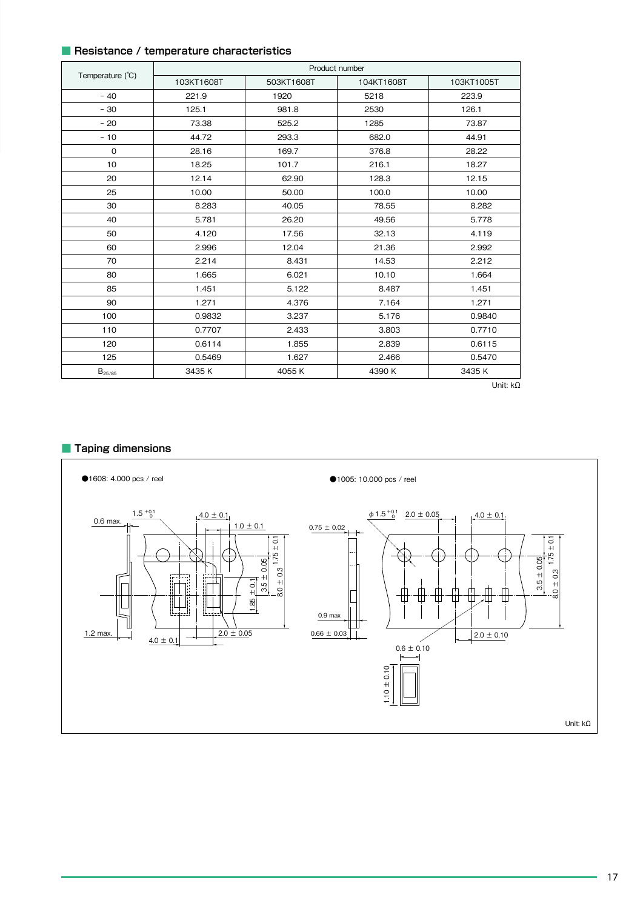## Resistance / temperature characteristics

| Temperature (℃) | Product number | | | |
|---|---|---|---|---|
| | 103KT1608T | 503KT1608T | 104KT1608T | 103KT1005T |
| − 40 | 221.9 | 1920 | 5218 | 223.9 |
| − 30 | 125.1 | 981.8 | 2530 | 126.1 |
| − 20 | 73.38 | 525.2 | 1285 | 73.87 |
| − 10 | 44.72 | 293.3 | 682.0 | 44.91 |
| 0 | 28.16 | 169.7 | 376.8 | 28.22 |
| 10 | 18.25 | 101.7 | 216.1 | 18.27 |
| 20 | 12.14 | 62.90 | 128.3 | 12.15 |
| 25 | 10.00 | 50.00 | 100.0 | 10.00 |
| 30 | 8.283 | 40.05 | 78.55 | 8.282 |
| 40 | 5.781 | 26.20 | 49.56 | 5.778 |
| 50 | 4.120 | 17.56 | 32.13 | 4.119 |
| 60 | 2.996 | 12.04 | 21.36 | 2.992 |
| 70 | 2.214 | 8.431 | 14.53 | 2.212 |
| 80 | 1.665 | 6.021 | 10.10 | 1.664 |
| 85 | 1.451 | 5.122 | 8.487 | 1.451 |
| 90 | 1.271 | 4.376 | 7.164 | 1.271 |
| 100 | 0.9832 | 3.237 | 5.176 | 0.9840 |
| 110 | 0.7707 | 2.433 | 3.803 | 0.7710 |
| 120 | 0.6114 | 1.855 | 2.839 | 0.6115 |
| 125 | 0.5469 | 1.627 | 2.466 | 0.5470 |
| $B_{25/85}$ | 3435 K | 4055 K | 4390 K | 3435 K |

Unit: kΩ

## Taping dimensions

●1608: 4.000 pcs / reel

0.6 max.
1.5 $^{+0.1}_{0}$
4.0 ± 0.1
1.0 ± 0.1
1.75 ± 0.1
3.5 ± 0.05
8.0 ± 0.3
1.85 ± 0.1
1.2 max.
4.0 ± 0.1
2.0 ± 0.05

●1005: 10.000 pcs / reel

0.75 ± 0.02
$\phi$ 1.5 $^{+0.1}_{0}$
2.0 ± 0.05
4.0 ± 0.1
3.5 ± 0.05
1.75 ± 0.1
8.0 ± 0.3
0.9 max
0.66 ± 0.03
2.0 ± 0.10
0.6 ± 0.10
1.10 ± 0.10

Unit: kΩ